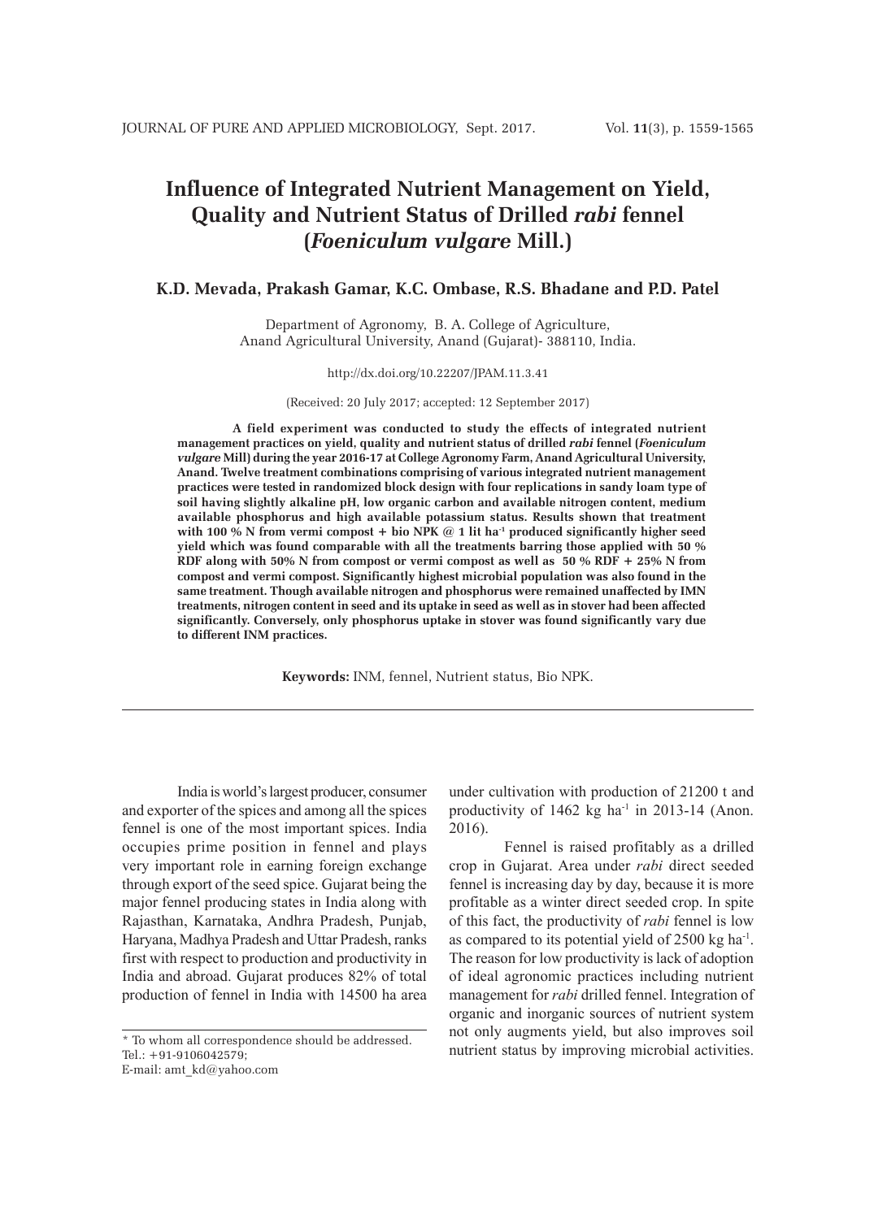# Influence of Integrated Nutrient Management on Yield, Quality and Nutrient Status of Drilled *rabi* fennel (*Foeniculum vulgare* Mill.)

**K.D. Mevada, Prakash Gamar, K.C. Ombase, R.S. Bhadane and P.D. Patel**

Department of Agronomy, B. A. College of Agriculture, Anand Agricultural University, Anand (Gujarat)- 388110, India.

http://dx.doi.org/10.22207/JPAM.11.3.41

(Received: 20 July 2017; accepted: 12 September 2017)

**A field experiment was conducted to study the effects of integrated nutrient management practices on yield, quality and nutrient status of drilled *rabi* fennel (*Foeniculum vulgare* Mill) during the year 2016-17 at College Agronomy Farm, Anand Agricultural University, Anand. Twelve treatment combinations comprising of various integrated nutrient management practices were tested in randomized block design with four replications in sandy loam type of soil having slightly alkaline pH, low organic carbon and available nitrogen content, medium available phosphorus and high available potassium status. Results shown that treatment with 100 % N from vermi compost + bio NPK @ 1 lit ha$^{-1}$ produced significantly higher seed yield which was found comparable with all the treatments barring those applied with 50 % RDF along with 50% N from compost or vermi compost as well as 50 % RDF + 25% N from compost and vermi compost. Significantly highest microbial population was also found in the same treatment. Though available nitrogen and phosphorus were remained unaffected by IMN treatments, nitrogen content in seed and its uptake in seed as well as in stover had been affected significantly. Conversely, only phosphorus uptake in stover was found significantly vary due to different INM practices.**

**Keywords:** INM, fennel, Nutrient status, Bio NPK.

---

India is world's largest producer, consumer and exporter of the spices and among all the spices fennel is one of the most important spices. India occupies prime position in fennel and plays very important role in earning foreign exchange through export of the seed spice. Gujarat being the major fennel producing states in India along with Rajasthan, Karnataka, Andhra Pradesh, Punjab, Haryana, Madhya Pradesh and Uttar Pradesh, ranks first with respect to production and productivity in India and abroad. Gujarat produces 82% of total production of fennel in India with 14500 ha area under cultivation with production of 21200 t and productivity of 1462 kg ha$^{-1}$ in 2013-14 (Anon. 2016).

Fennel is raised profitably as a drilled crop in Gujarat. Area under *rabi* direct seeded fennel is increasing day by day, because it is more profitable as a winter direct seeded crop. In spite of this fact, the productivity of *rabi* fennel is low as compared to its potential yield of 2500 kg ha$^{-1}$. The reason for low productivity is lack of adoption of ideal agronomic practices including nutrient management for *rabi* drilled fennel. Integration of organic and inorganic sources of nutrient system not only augments yield, but also improves soil nutrient status by improving microbial activities.

\* To whom all correspondence should be addressed.
Tel.: +91-9106042579;
E-mail: amt_kd@yahoo.com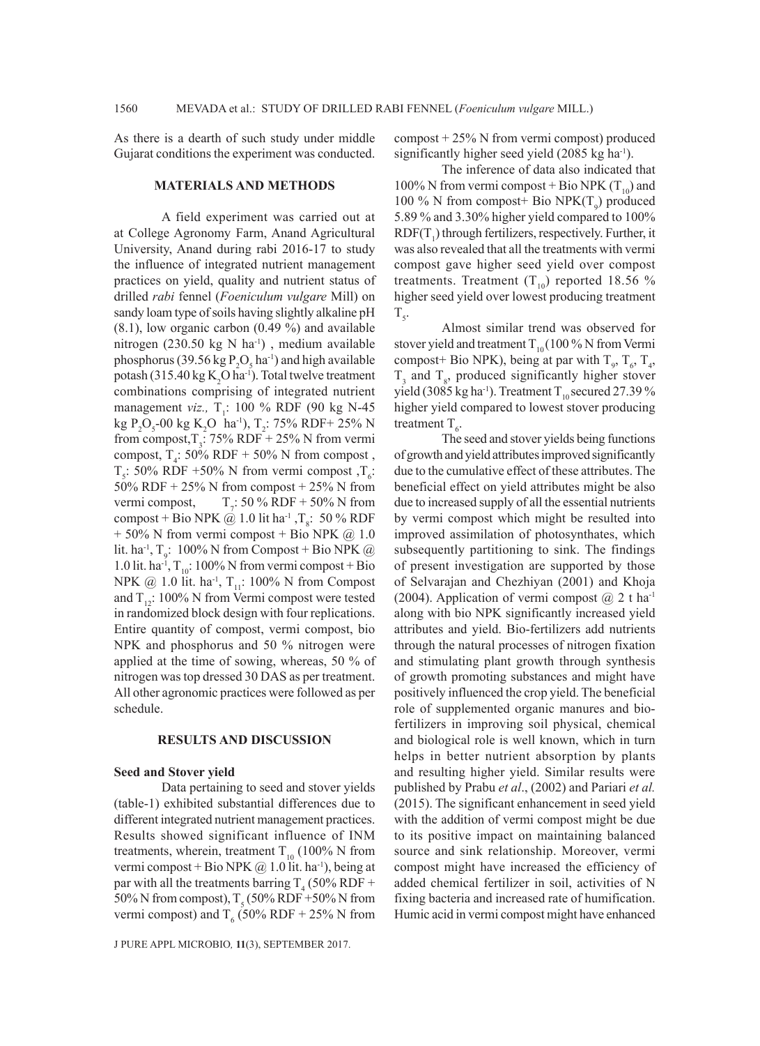As there is a dearth of such study under middle Gujarat conditions the experiment was conducted.

## MATERIALS AND METHODS

A field experiment was carried out at at College Agronomy Farm, Anand Agricultural University, Anand during rabi 2016-17 to study the influence of integrated nutrient management practices on yield, quality and nutrient status of drilled *rabi* fennel (*Foeniculum vulgare* Mill) on sandy loam type of soils having slightly alkaline pH (8.1), low organic carbon (0.49 %) and available nitrogen (230.50 kg N $ha^{-1}$) , medium available phosphorus (39.56 kg $P_2O_5$ $ha^{-1}$) and high available potash (315.40 kg $K_2O$ $ha^{-1}$). Total twelve treatment combinations comprising of integrated nutrient management *viz.,* $T_1$: 100 % RDF (90 kg N-45 kg $P_2O_5$-00 kg $K_2O$ $ha^{-1}$), $T_2$: 75% RDF+ 25% N from compost,$T_3$: 75% RDF + 25% N from vermi compost, $T_4$: 50% RDF + 50% N from compost , $T_5$: 50% RDF +50% N from vermi compost ,$T_6$: 50% RDF + 25% N from compost + 25% N from vermi compost, $T_7$: 50 % RDF + 50% N from compost + Bio NPK @ 1.0 lit $ha^{-1}$ ,$T_8$: 50 % RDF + 50% N from vermi compost + Bio NPK @ 1.0 lit. $ha^{-1}$, $T_9$: 100% N from Compost + Bio NPK @ 1.0 lit. $ha^{-1}$, $T_{10}$: 100% N from vermi compost + Bio NPK @ 1.0 lit. $ha^{-1}$, $T_{11}$: 100% N from Compost and $T_{12}$: 100% N from Vermi compost were tested in randomized block design with four replications. Entire quantity of compost, vermi compost, bio NPK and phosphorus and 50 % nitrogen were applied at the time of sowing, whereas, 50 % of nitrogen was top dressed 30 DAS as per treatment. All other agronomic practices were followed as per schedule.

## RESULTS AND DISCUSSION

### Seed and Stover yield

Data pertaining to seed and stover yields (table-1) exhibited substantial differences due to different integrated nutrient management practices. Results showed significant influence of INM treatments, wherein, treatment $T_{10}$ (100% N from vermi compost + Bio NPK @ 1.0 lit. $ha^{-1}$), being at par with all the treatments barring $T_4$ (50% RDF + 50% N from compost), $T_5$ (50% RDF +50% N from vermi compost) and $T_6$ (50% RDF + 25% N from compost + 25% N from vermi compost) produced significantly higher seed yield (2085 kg $ha^{-1}$).

The inference of data also indicated that 100% N from vermi compost + Bio NPK ($T_{10}$) and 100 % N from compost+ Bio NPK($T_9$) produced 5.89 % and 3.30% higher yield compared to 100% RDF($T_1$) through fertilizers, respectively. Further, it was also revealed that all the treatments with vermi compost gave higher seed yield over compost treatments. Treatment ($T_{10}$) reported 18.56 % higher seed yield over lowest producing treatment $T_5$.

Almost similar trend was observed for stover yield and treatment $T_{10}$ (100 % N from Vermi compost+ Bio NPK), being at par with $T_9$, $T_6$, $T_4$, $T_3$ and $T_8$, produced significantly higher stover yield (3085 kg $ha^{-1}$). Treatment $T_{10}$ secured 27.39 % higher yield compared to lowest stover producing treatment $T_6$.

The seed and stover yields being functions of growth and yield attributes improved significantly due to the cumulative effect of these attributes. The beneficial effect on yield attributes might be also due to increased supply of all the essential nutrients by vermi compost which might be resulted into improved assimilation of photosynthates, which subsequently partitioning to sink. The findings of present investigation are supported by those of Selvarajan and Chezhiyan (2001) and Khoja (2004). Application of vermi compost @ 2 t $ha^{-1}$ along with bio NPK significantly increased yield attributes and yield. Bio-fertilizers add nutrients through the natural processes of nitrogen fixation and stimulating plant growth through synthesis of growth promoting substances and might have positively influenced the crop yield. The beneficial role of supplemented organic manures and bio-fertilizers in improving soil physical, chemical and biological role is well known, which in turn helps in better nutrient absorption by plants and resulting higher yield. Similar results were published by Prabu *et al*., (2002) and Pariari *et al.* (2015). The significant enhancement in seed yield with the addition of vermi compost might be due to its positive impact on maintaining balanced source and sink relationship. Moreover, vermi compost might have increased the efficiency of added chemical fertilizer in soil, activities of N fixing bacteria and increased rate of humification. Humic acid in vermi compost might have enhanced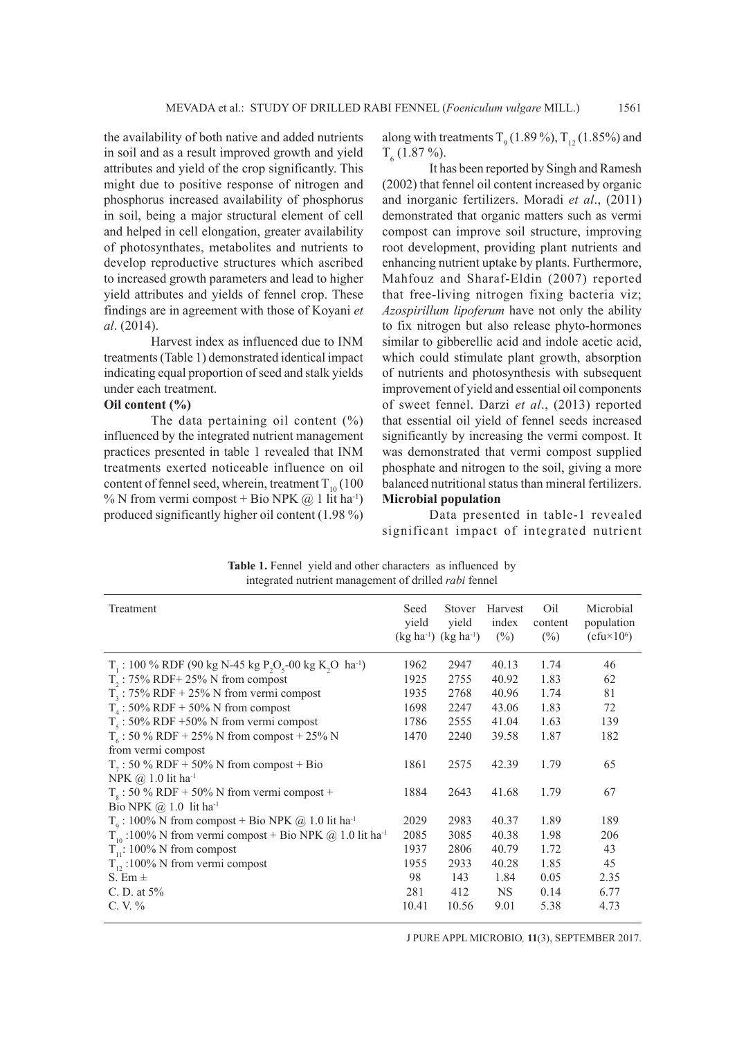the availability of both native and added nutrients in soil and as a result improved growth and yield attributes and yield of the crop significantly. This might due to positive response of nitrogen and phosphorus increased availability of phosphorus in soil, being a major structural element of cell and helped in cell elongation, greater availability of photosynthates, metabolites and nutrients to develop reproductive structures which ascribed to increased growth parameters and lead to higher yield attributes and yields of fennel crop. These findings are in agreement with those of Koyani *et al*. (2014).

Harvest index as influenced due to INM treatments (Table 1) demonstrated identical impact indicating equal proportion of seed and stalk yields under each treatment.

**Oil content (%)**

The data pertaining oil content (%) influenced by the integrated nutrient management practices presented in table 1 revealed that INM treatments exerted noticeable influence on oil content of fennel seed, wherein, treatment $T_{10}$ (100 % N from vermi compost + Bio NPK @ 1 lit ha$^{-1}$) produced significantly higher oil content (1.98 %) along with treatments $T_9$ (1.89 %), $T_{12}$ (1.85%) and $T_6$ (1.87 %).

It has been reported by Singh and Ramesh (2002) that fennel oil content increased by organic and inorganic fertilizers. Moradi *et al*., (2011) demonstrated that organic matters such as vermi compost can improve soil structure, improving root development, providing plant nutrients and enhancing nutrient uptake by plants. Furthermore, Mahfouz and Sharaf-Eldin (2007) reported that free-living nitrogen fixing bacteria viz; *Azospirillum lipoferum* have not only the ability to fix nitrogen but also release phyto-hormones similar to gibberellic acid and indole acetic acid, which could stimulate plant growth, absorption of nutrients and photosynthesis with subsequent improvement of yield and essential oil components of sweet fennel. Darzi *et al*., (2013) reported that essential oil yield of fennel seeds increased significantly by increasing the vermi compost. It was demonstrated that vermi compost supplied phosphate and nitrogen to the soil, giving a more balanced nutritional status than mineral fertilizers.

**Microbial population**

Data presented in table-1 revealed significant impact of integrated nutrient

**Table 1.** Fennel yield and other characters as influenced by integrated nutrient management of drilled *rabi* fennel

| Treatment | Seed yield (kg ha$^{-1}$) | Stover yield (kg ha$^{-1}$) | Harvest index (%) | Oil content (%) | Microbial population (cfu×10$^6$) |
|---|---|---|---|---|---|
| $T_1$ : 100 % RDF (90 kg N-45 kg $P_2O_5$-00 kg $K_2O$ ha$^{-1}$) | 1962 | 2947 | 40.13 | 1.74 | 46 |
| $T_2$ : 75% RDF+ 25% N from compost | 1925 | 2755 | 40.92 | 1.83 | 62 |
| $T_3$ : 75% RDF + 25% N from vermi compost | 1935 | 2768 | 40.96 | 1.74 | 81 |
| $T_4$ : 50% RDF + 50% N from compost | 1698 | 2247 | 43.06 | 1.83 | 72 |
| $T_5$ : 50% RDF +50% N from vermi compost | 1786 | 2555 | 41.04 | 1.63 | 139 |
| $T_6$ : 50 % RDF + 25% N from compost + 25% N from vermi compost | 1470 | 2240 | 39.58 | 1.87 | 182 |
| $T_7$ : 50 % RDF + 50% N from compost + Bio NPK @ 1.0 lit ha$^{-1}$ | 1861 | 2575 | 42.39 | 1.79 | 65 |
| $T_8$ : 50 % RDF + 50% N from vermi compost + Bio NPK @ 1.0 lit ha$^{-1}$ | 1884 | 2643 | 41.68 | 1.79 | 67 |
| $T_9$ : 100% N from compost + Bio NPK @ 1.0 lit ha$^{-1}$ | 2029 | 2983 | 40.37 | 1.89 | 189 |
| $T_{10}$ :100% N from vermi compost + Bio NPK @ 1.0 lit ha$^{-1}$ | 2085 | 3085 | 40.38 | 1.98 | 206 |
| $T_{11}$: 100% N from compost | 1937 | 2806 | 40.79 | 1.72 | 43 |
| $T_{12}$ :100% N from vermi compost | 1955 | 2933 | 40.28 | 1.85 | 45 |
| S. Em ± | 98 | 143 | 1.84 | 0.05 | 2.35 |
| C. D. at 5% | 281 | 412 | NS | 0.14 | 6.77 |
| C. V. % | 10.41 | 10.56 | 9.01 | 5.38 | 4.73 |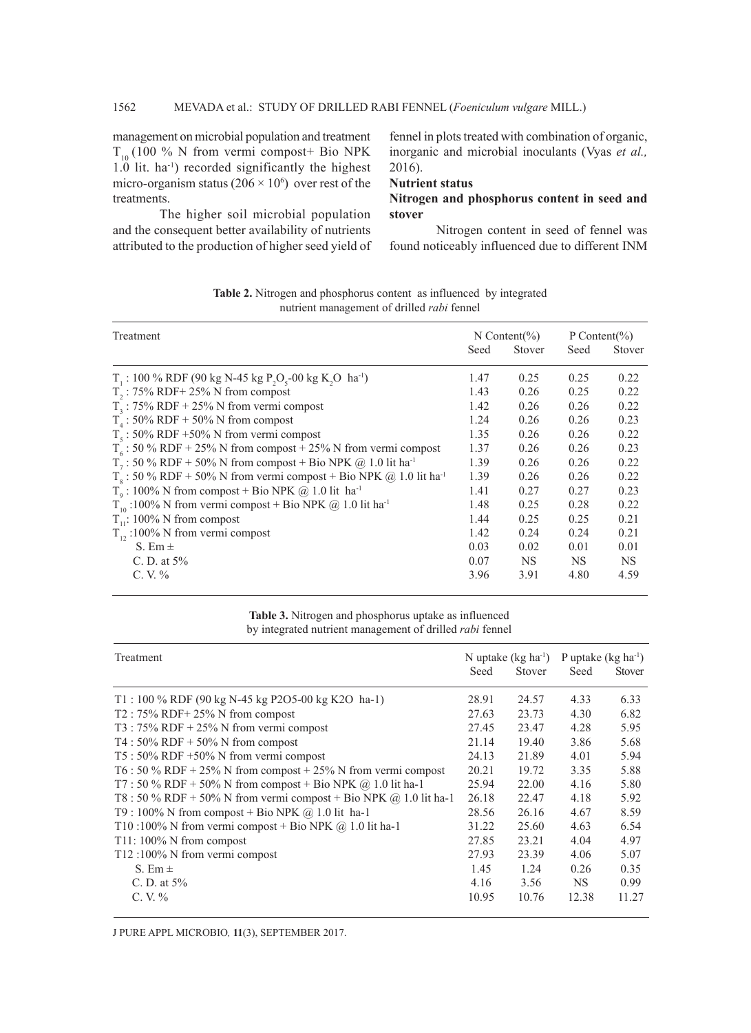management on microbial population and treatment $T_{10}$ (100 % N from vermi compost+ Bio NPK 1.0 lit. ha$^{-1}$) recorded significantly the highest micro-organism status ($206 \times 10^6$) over rest of the treatments.

The higher soil microbial population and the consequent better availability of nutrients attributed to the production of higher seed yield of fennel in plots treated with combination of organic, inorganic and microbial inoculants (Vyas *et al.,* 2016).

**Nutrient status**

**Nitrogen and phosphorus content in seed and stover**

Nitrogen content in seed of fennel was found noticeably influenced due to different INM

**Table 2.** Nitrogen and phosphorus content as influenced by integrated nutrient management of drilled *rabi* fennel

| Treatment | N Content(%) | | P Content(%) | |
|---|---|---|---|---|
| | Seed | Stover | Seed | Stover |
| $T_1$ : 100 % RDF (90 kg N-45 kg $P_2O_5$-00 kg $K_2O$ ha$^{-1}$) | 1.47 | 0.25 | 0.25 | 0.22 |
| $T_2$ : 75% RDF+ 25% N from compost | 1.43 | 0.26 | 0.25 | 0.22 |
| $T_3$ : 75% RDF + 25% N from vermi compost | 1.42 | 0.26 | 0.26 | 0.22 |
| $T_4$ : 50% RDF + 50% N from compost | 1.24 | 0.26 | 0.26 | 0.23 |
| $T_5$ : 50% RDF +50% N from vermi compost | 1.35 | 0.26 | 0.26 | 0.22 |
| $T_6$ : 50 % RDF + 25% N from compost + 25% N from vermi compost | 1.37 | 0.26 | 0.26 | 0.23 |
| $T_7$ : 50 % RDF + 50% N from compost + Bio NPK @ 1.0 lit ha$^{-1}$ | 1.39 | 0.26 | 0.26 | 0.22 |
| $T_8$ : 50 % RDF + 50% N from vermi compost + Bio NPK @ 1.0 lit ha$^{-1}$ | 1.39 | 0.26 | 0.26 | 0.22 |
| $T_9$ : 100% N from compost + Bio NPK @ 1.0 lit ha$^{-1}$ | 1.41 | 0.27 | 0.27 | 0.23 |
| $T_{10}$ :100% N from vermi compost + Bio NPK @ 1.0 lit ha$^{-1}$ | 1.48 | 0.25 | 0.28 | 0.22 |
| $T_{11}$: 100% N from compost | 1.44 | 0.25 | 0.25 | 0.21 |
| $T_{12}$ :100% N from vermi compost | 1.42 | 0.24 | 0.24 | 0.21 |
| S. Em ± | 0.03 | 0.02 | 0.01 | 0.01 |
| C. D. at 5% | 0.07 | NS | NS | NS |
| C. V. % | 3.96 | 3.91 | 4.80 | 4.59 |

**Table 3.** Nitrogen and phosphorus uptake as influenced by integrated nutrient management of drilled *rabi* fennel

| Treatment | N uptake (kg ha$^{-1}$) | | P uptake (kg ha$^{-1}$) | |
|---|---|---|---|---|
| | Seed | Stover | Seed | Stover |
| T1 : 100 % RDF (90 kg N-45 kg P2O5-00 kg K2O ha-1) | 28.91 | 24.57 | 4.33 | 6.33 |
| T2 : 75% RDF+ 25% N from compost | 27.63 | 23.73 | 4.30 | 6.82 |
| T3 : 75% RDF + 25% N from vermi compost | 27.45 | 23.47 | 4.28 | 5.95 |
| T4 : 50% RDF + 50% N from compost | 21.14 | 19.40 | 3.86 | 5.68 |
| T5 : 50% RDF +50% N from vermi compost | 24.13 | 21.89 | 4.01 | 5.94 |
| T6 : 50 % RDF + 25% N from compost + 25% N from vermi compost | 20.21 | 19.72 | 3.35 | 5.88 |
| T7 : 50 % RDF + 50% N from compost + Bio NPK @ 1.0 lit ha-1 | 25.94 | 22.00 | 4.16 | 5.80 |
| T8 : 50 % RDF + 50% N from vermi compost + Bio NPK @ 1.0 lit ha-1 | 26.18 | 22.47 | 4.18 | 5.92 |
| T9 : 100% N from compost + Bio NPK @ 1.0 lit ha-1 | 28.56 | 26.16 | 4.67 | 8.59 |
| T10 :100% N from vermi compost + Bio NPK @ 1.0 lit ha-1 | 31.22 | 25.60 | 4.63 | 6.54 |
| T11: 100% N from compost | 27.85 | 23.21 | 4.04 | 4.97 |
| T12 :100% N from vermi compost | 27.93 | 23.39 | 4.06 | 5.07 |
| S. Em ± | 1.45 | 1.24 | 0.26 | 0.35 |
| C. D. at 5% | 4.16 | 3.56 | NS | 0.99 |
| C. V. % | 10.95 | 10.76 | 12.38 | 11.27 |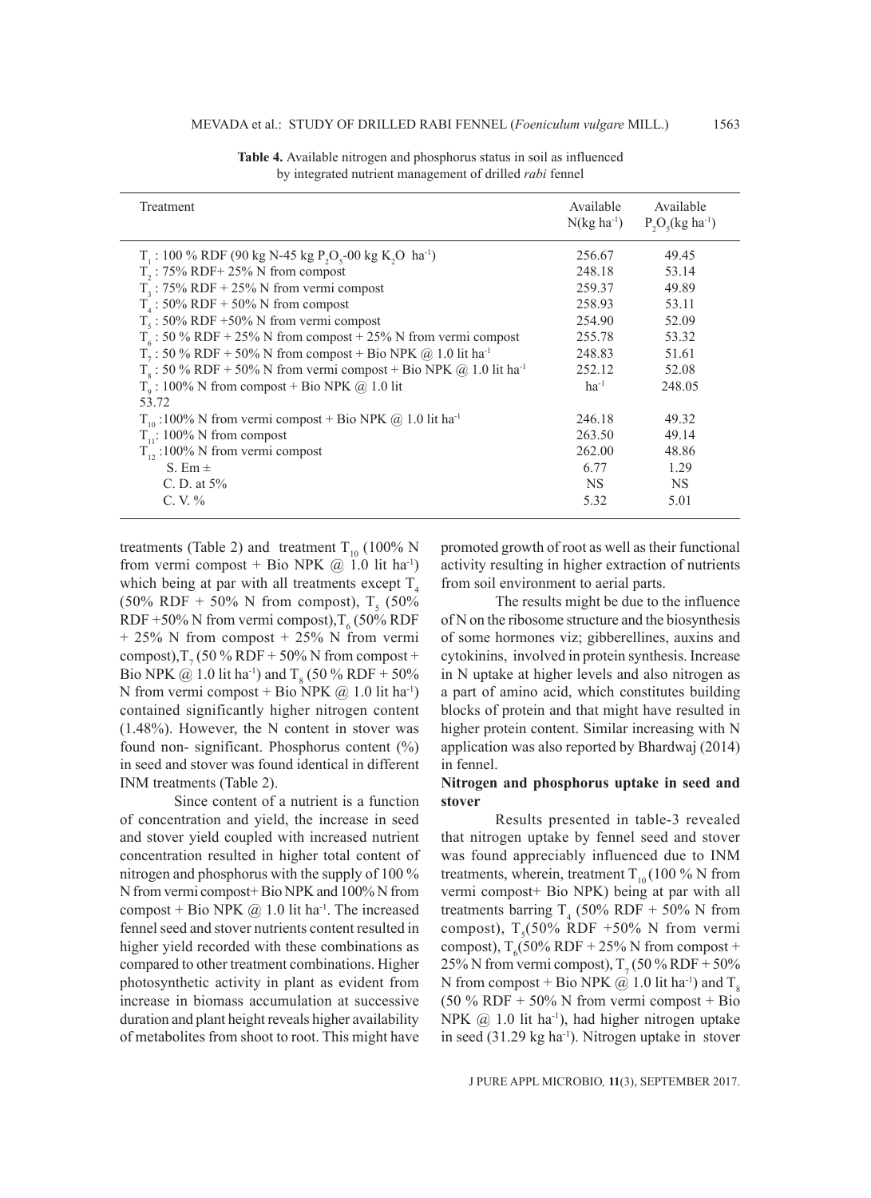**Table 4.** Available nitrogen and phosphorus status in soil as influenced by integrated nutrient management of drilled *rabi* fennel

| Treatment | Available $N(kg\ ha^{-1})$ | Available $P_2O_5(kg\ ha^{-1})$ |
|---|---|---|
| $T_1$ : 100 % RDF (90 kg N-45 kg $P_2O_5$-00 kg $K_2O$ $ha^{-1}$) | 256.67 | 49.45 |
| $T_2$ : 75% RDF+ 25% N from compost | 248.18 | 53.14 |
| $T_3$ : 75% RDF + 25% N from vermi compost | 259.37 | 49.89 |
| $T_4$ : 50% RDF + 50% N from compost | 258.93 | 53.11 |
| $T_5$ : 50% RDF +50% N from vermi compost | 254.90 | 52.09 |
| $T_6$ : 50 % RDF + 25% N from compost + 25% N from vermi compost | 255.78 | 53.32 |
| $T_7$ : 50 % RDF + 50% N from compost + Bio NPK @ 1.0 lit $ha^{-1}$ | 248.83 | 51.61 |
| $T_8$ : 50 % RDF + 50% N from vermi compost + Bio NPK @ 1.0 lit $ha^{-1}$ | 252.12 | 52.08 |
| $T_9$ : 100% N from compost + Bio NPK @ 1.0 lit | $ha^{-1}$ | 248.05 |
| 53.72 | | |
| $T_{10}$ :100% N from vermi compost + Bio NPK @ 1.0 lit $ha^{-1}$ | 246.18 | 49.32 |
| $T_{11}$: 100% N from compost | 263.50 | 49.14 |
| $T_{12}$ :100% N from vermi compost | 262.00 | 48.86 |
| S. Em ± | 6.77 | 1.29 |
| C. D. at 5% | NS | NS |
| C. V. % | 5.32 | 5.01 |

treatments (Table 2) and treatment $T_{10}$ (100% N from vermi compost + Bio NPK @ 1.0 lit $ha^{-1}$) which being at par with all treatments except $T_4$ (50% RDF + 50% N from compost), $T_5$ (50% RDF +50% N from vermi compost), $T_6$ (50% RDF + 25% N from compost + 25% N from vermi compost), $T_7$ (50 % RDF + 50% N from compost + Bio NPK @ 1.0 lit $ha^{-1}$) and $T_8$ (50 % RDF + 50% N from vermi compost + Bio NPK @ 1.0 lit $ha^{-1}$) contained significantly higher nitrogen content (1.48%). However, the N content in stover was found non- significant. Phosphorus content (%) in seed and stover was found identical in different INM treatments (Table 2).

Since content of a nutrient is a function of concentration and yield, the increase in seed and stover yield coupled with increased nutrient concentration resulted in higher total content of nitrogen and phosphorus with the supply of 100 % N from vermi compost+ Bio NPK and 100% N from compost + Bio NPK @ 1.0 lit $ha^{-1}$. The increased fennel seed and stover nutrients content resulted in higher yield recorded with these combinations as compared to other treatment combinations. Higher photosynthetic activity in plant as evident from increase in biomass accumulation at successive duration and plant height reveals higher availability of metabolites from shoot to root. This might have promoted growth of root as well as their functional activity resulting in higher extraction of nutrients from soil environment to aerial parts.

The results might be due to the influence of N on the ribosome structure and the biosynthesis of some hormones viz; gibberellines, auxins and cytokinins, involved in protein synthesis. Increase in N uptake at higher levels and also nitrogen as a part of amino acid, which constitutes building blocks of protein and that might have resulted in higher protein content. Similar increasing with N application was also reported by Bhardwaj (2014) in fennel.

### Nitrogen and phosphorus uptake in seed and stover

Results presented in table-3 revealed that nitrogen uptake by fennel seed and stover was found appreciably influenced due to INM treatments, wherein, treatment $T_{10}$ (100 % N from vermi compost+ Bio NPK) being at par with all treatments barring $T_4$ (50% RDF + 50% N from compost), $T_5$(50% RDF +50% N from vermi compost), $T_6$(50% RDF + 25% N from compost + 25% N from vermi compost), $T_7$ (50 % RDF + 50% N from compost + Bio NPK @ 1.0 lit $ha^{-1}$) and $T_8$ (50 % RDF + 50% N from vermi compost + Bio NPK @ 1.0 lit $ha^{-1}$), had higher nitrogen uptake in seed (31.29 kg $ha^{-1}$). Nitrogen uptake in stover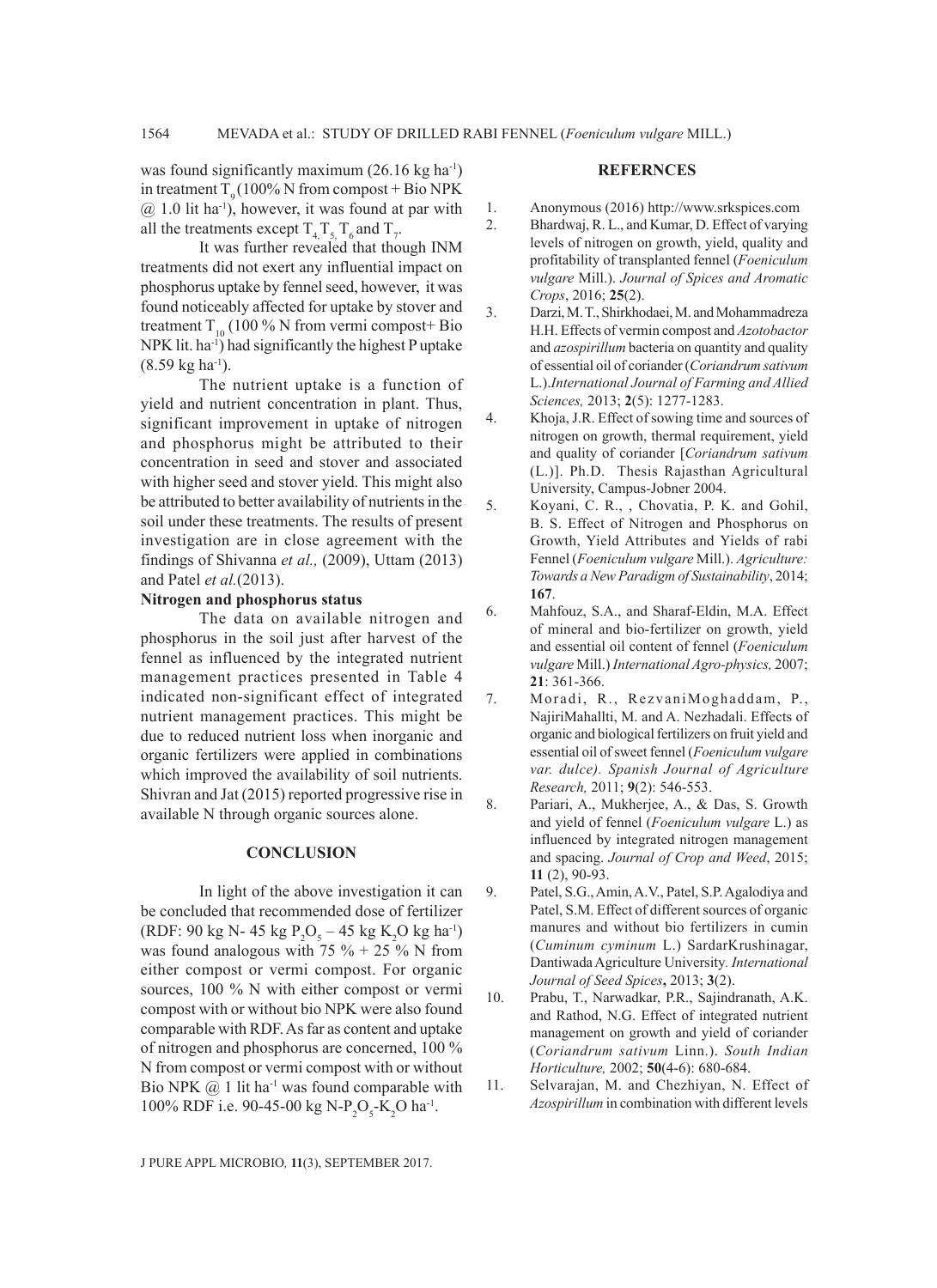was found significantly maximum (26.16 kg ha$^{-1}$) in treatment $T_9$ (100% N from compost + Bio NPK @ 1.0 lit ha$^{-1}$), however, it was found at par with all the treatments except $T_4$, $T_5$, $T_6$ and $T_7$.

It was further revealed that though INM treatments did not exert any influential impact on phosphorus uptake by fennel seed, however, it was found noticeably affected for uptake by stover and treatment $T_{10}$ (100 % N from vermi compost+ Bio NPK lit. ha$^{-1}$) had significantly the highest P uptake (8.59 kg ha$^{-1}$).

The nutrient uptake is a function of yield and nutrient concentration in plant. Thus, significant improvement in uptake of nitrogen and phosphorus might be attributed to their concentration in seed and stover and associated with higher seed and stover yield. This might also be attributed to better availability of nutrients in the soil under these treatments. The results of present investigation are in close agreement with the findings of Shivanna *et al.,* (2009), Uttam (2013) and Patel *et al.*(2013).

**Nitrogen and phosphorus status**

The data on available nitrogen and phosphorus in the soil just after harvest of the fennel as influenced by the integrated nutrient management practices presented in Table 4 indicated non-significant effect of integrated nutrient management practices. This might be due to reduced nutrient loss when inorganic and organic fertilizers were applied in combinations which improved the availability of soil nutrients. Shivran and Jat (2015) reported progressive rise in available N through organic sources alone.

## CONCLUSION

In light of the above investigation it can be concluded that recommended dose of fertilizer (RDF: 90 kg N- 45 kg $P_2O_5$ – 45 kg $K_2O$ kg ha$^{-1}$) was found analogous with 75 % + 25 % N from either compost or vermi compost. For organic sources, 100 % N with either compost or vermi compost with or without bio NPK were also found comparable with RDF. As far as content and uptake of nitrogen and phosphorus are concerned, 100 % N from compost or vermi compost with or without Bio NPK @ 1 lit ha$^{-1}$ was found comparable with 100% RDF i.e. 90-45-00 kg N-$P_2O_5$-$K_2O$ ha$^{-1}$.

## REFERNCES

1. Anonymous (2016) http://www.srkspices.com
2. Bhardwaj, R. L., and Kumar, D. Effect of varying levels of nitrogen on growth, yield, quality and profitability of transplanted fennel (*Foeniculum vulgare* Mill.). *Journal of Spices and Aromatic Crops*, 2016; **25**(2).
3. Darzi, M. T., Shirkhodaei, M. and Mohammadreza H.H. Effects of vermin compost and *Azotobactor* and *azospirillum* bacteria on quantity and quality of essential oil of coriander (*Coriandrum sativum* L.).*International Journal of Farming and Allied Sciences,* 2013; **2**(5): 1277-1283.
4. Khoja, J.R. Effect of sowing time and sources of nitrogen on growth, thermal requirement, yield and quality of coriander [*Coriandrum sativum* (L.)]. Ph.D. Thesis Rajasthan Agricultural University, Campus-Jobner 2004.
5. Koyani, C. R., , Chovatia, P. K. and Gohil, B. S. Effect of Nitrogen and Phosphorus on Growth, Yield Attributes and Yields of rabi Fennel (*Foeniculum vulgare* Mill.). *Agriculture: Towards a New Paradigm of Sustainability*, 2014; **167**.
6. Mahfouz, S.A., and Sharaf-Eldin, M.A. Effect of mineral and bio-fertilizer on growth, yield and essential oil content of fennel (*Foeniculum vulgare* Mill.) *International Agro-physics,* 2007; **21**: 361-366.
7. Moradi, R., RezvaniMoghaddam, P., NajiriMahallti, M. and A. Nezhadali. Effects of organic and biological fertilizers on fruit yield and essential oil of sweet fennel (*Foeniculum vulgare var. dulce). Spanish Journal of Agriculture Research,* 2011; **9**(2): 546-553.
8. Pariari, A., Mukherjee, A., & Das, S. Growth and yield of fennel (*Foeniculum vulgare* L.) as influenced by integrated nitrogen management and spacing. *Journal of Crop and Weed*, 2015; **11** (2), 90-93.
9. Patel, S.G., Amin, A.V., Patel, S.P. Agalodiya and Patel, S.M. Effect of different sources of organic manures and without bio fertilizers in cumin (*Cuminum cyminum* L.) SardarKrushinagar, Dantiwada Agriculture University. *International Journal of Seed Spices***,** 2013; **3**(2).
10. Prabu, T., Narwadkar, P.R., Sajindranath, A.K. and Rathod, N.G. Effect of integrated nutrient management on growth and yield of coriander (*Coriandrum sativum* Linn.). *South Indian Horticulture,* 2002; **50**(4-6): 680-684.
11. Selvarajan, M. and Chezhiyan, N. Effect of *Azospirillum* in combination with different levels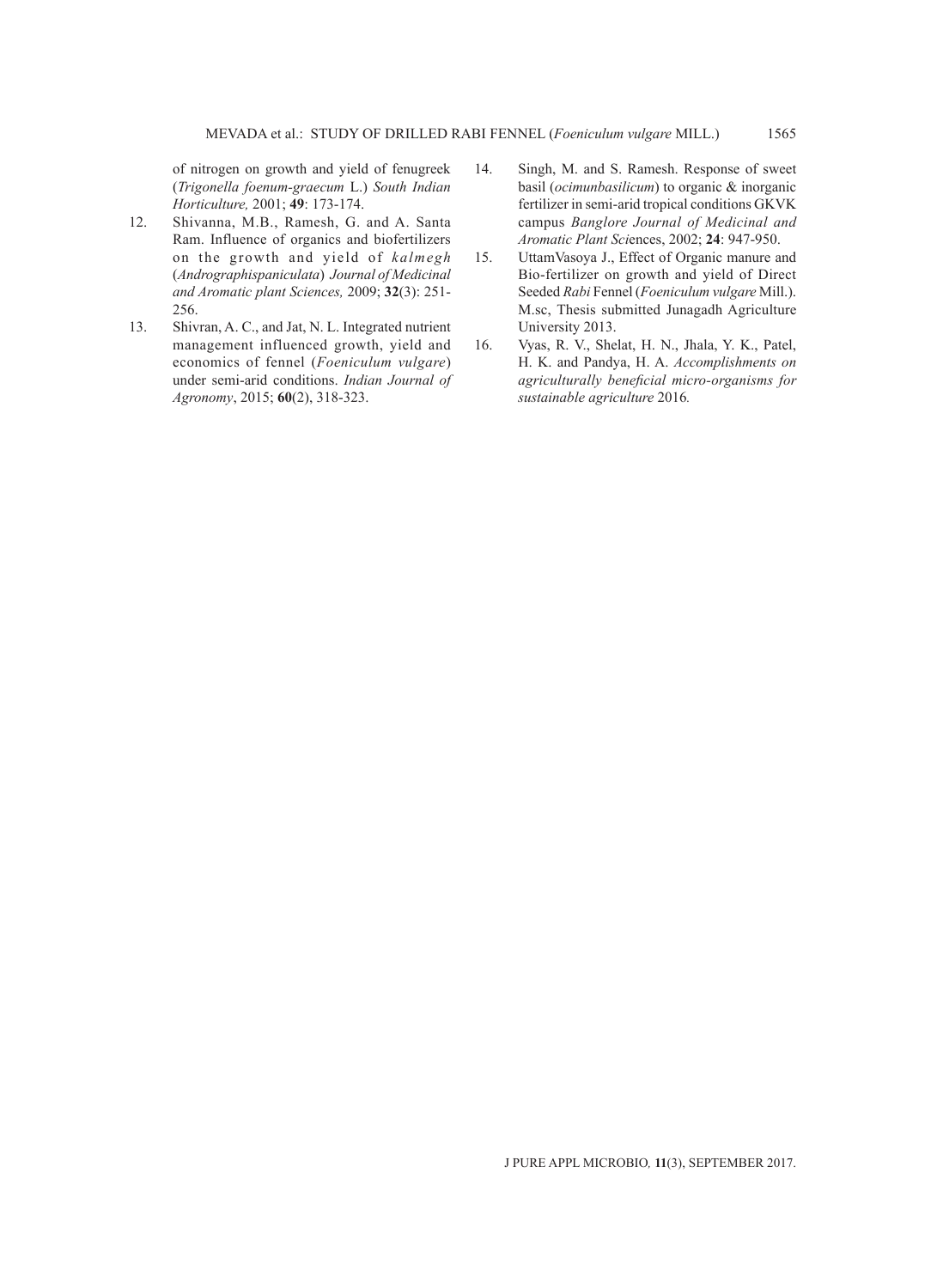of nitrogen on growth and yield of fenugreek (*Trigonella foenum-graecum* L.) *South Indian Horticulture,* 2001; **49**: 173-174.

12. Shivanna, M.B., Ramesh, G. and A. Santa Ram. Influence of organics and biofertilizers on the growth and yield of *kalmegh* (*Andrographispaniculata*) *Journal of Medicinal and Aromatic plant Sciences,* 2009; **32**(3): 251-256.
13. Shivran, A. C., and Jat, N. L. Integrated nutrient management influenced growth, yield and economics of fennel (*Foeniculum vulgare*) under semi-arid conditions. *Indian Journal of Agronomy*, 2015; **60**(2), 318-323.
14. Singh, M. and S. Ramesh. Response of sweet basil (*ocimunbasilicum*) to organic & inorganic fertilizer in semi-arid tropical conditions GKVK campus *Banglore Journal of Medicinal and Aromatic Plant Sci*ences, 2002; **24**: 947-950.
15. UttamVasoya J., Effect of Organic manure and Bio-fertilizer on growth and yield of Direct Seeded *Rabi* Fennel (*Foeniculum vulgare* Mill.). M.sc, Thesis submitted Junagadh Agriculture University 2013.
16. Vyas, R. V., Shelat, H. N., Jhala, Y. K., Patel, H. K. and Pandya, H. A. *Accomplishments on agriculturally beneficial micro-organisms for sustainable agriculture* 2016*.*